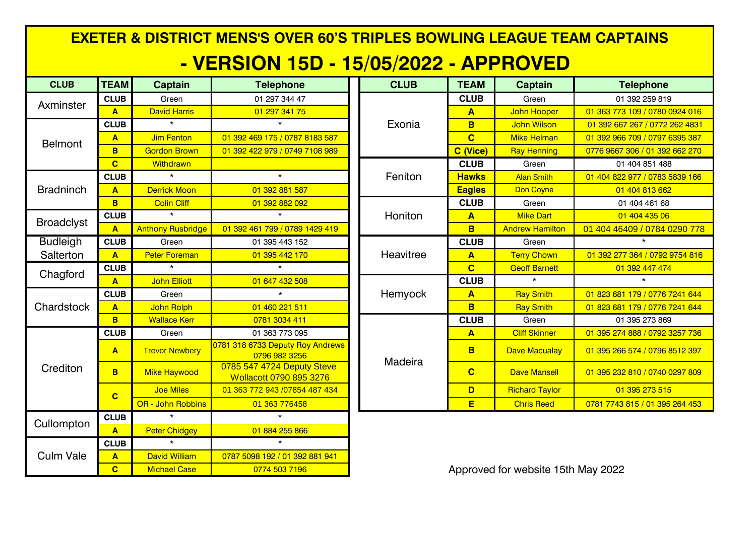# EXETER & DISTRICT MENS'S OVER 60'S TRIPLES BOWLING LEAGUE TEAM CAPTAINS

# - VERSION 15D - 15/05/2022 - APPROVED

| CLUB | TEAM | Captain | Telephone |
|---|---|---|---|
| Axminster | CLUB | Green | 01 297 344 47 |
| | A | David Harris | 01 297 341 75 |
| Belmont | CLUB | * | * |
| | A | Jim Fenton | 01 392 469 175 / 0787 8183 587 |
| | B | Gordon Brown | 01 392 422 979 / 0749 7108 989 |
| | C | Withdrawn | |
| Bradninch | CLUB | * | * |
| | A | Derrick Moon | 01 392 881 587 |
| | B | Colin Cliff | 01 392 882 092 |
| Broadclyst | CLUB | * | * |
| | A | Anthony Rusbridge | 01 392 461 799 / 0789 1429 419 |
| Budleigh Salterton | CLUB | Green | 01 395 443 152 |
| | A | Peter Foreman | 01 395 442 170 |
| Chagford | CLUB | * | * |
| | A | John Elliott | 01 647 432 508 |
| Chardstock | CLUB | Green | * |
| | A | John Rolph | 01 460 221 511 |
| | B | Wallace Kerr | 0781 3034 411 |
| Crediton | CLUB | Green | 01 363 773 095 |
| | A | Trevor Newbery | 0781 318 6733 Deputy Roy Andrews 0796 982 3256 |
| | B | Mike Haywood | 0785 547 4724 Deputy Steve Wollacott 0790 895 3276 |
| | C | Joe Miles | 01 363 772 943 /07854 487 434 |
| | | OR - John Robbins | 01 363 776458 |
| Cullompton | CLUB | * | * |
| | A | Peter Chidgey | 01 884 255 866 |
| Culm Vale | CLUB | * | * |
| | A | David William | 0787 5098 192 / 01 392 881 941 |
| | C | Michael Case | 0774 503 7196 |

| CLUB | TEAM | Captain | Telephone |
|---|---|---|---|
| Exonia | CLUB | Green | 01 392 259 819 |
| | A | John Hooper | 01 363 773 109 / 0780 0924 016 |
| | B | John Wilson | 01 392 667 267 / 0772 262 4831 |
| | C | Mike Helman | 01 392 966 709 / 0797 6395 387 |
| | C (Vice) | Ray Henning | 0776 9667 306 / 01 392 662 270 |
| Feniton | CLUB | Green | 01 404 851 488 |
| | Hawks | Alan Smith | 01 404 822 977 / 0783 5839 166 |
| | Eagles | Don Coyne | 01 404 813 662 |
| Honiton | CLUB | Green | 01 404 461 68 |
| | A | Mike Dart | 01 404 435 06 |
| | B | Andrew Hamilton | 01 404 46409 / 0784 0290 778 |
| Heavitree | CLUB | Green | * |
| | A | Terry Chown | 01 392 277 364 / 0792 9754 816 |
| | C | Geoff Barnett | 01 392 447 474 |
| Hemyock | CLUB | * | * |
| | A | Ray Smith | 01 823 681 179 / 0776 7241 644 |
| | B | Ray Smith | 01 823 681 179 / 0776 7241 644 |
| Madeira | CLUB | Green | 01 395 273 869 |
| | A | Cliff Skinner | 01 395 274 888 / 0792 3257 736 |
| | B | Dave Macualay | 01 395 266 574 / 0796 8512 397 |
| | C | Dave Mansell | 01 395 232 810 / 0740 0297 809 |
| | D | Richard Taylor | 01 395 273 515 |
| | E | Chris Reed | 0781 7743 815 / 01 395 264 453 |

Approved for website 15th May 2022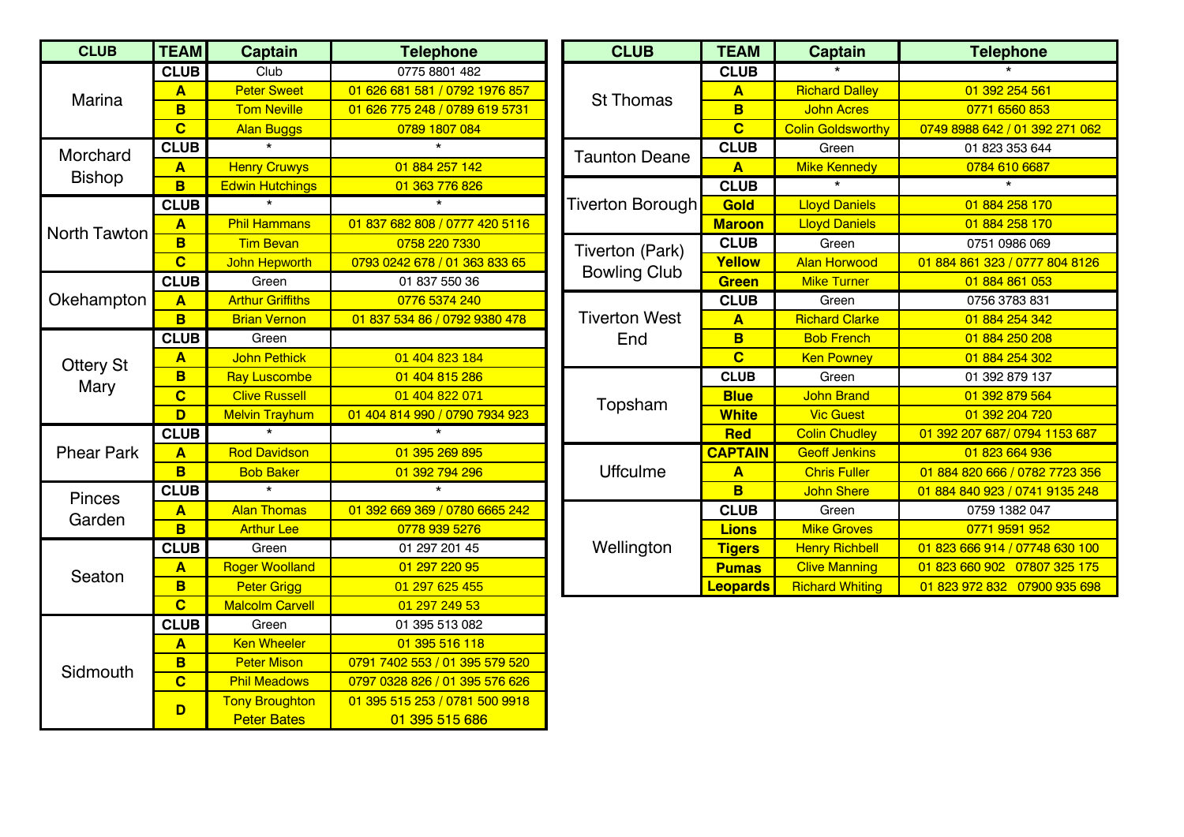| CLUB | TEAM | Captain | Telephone |
|---|---|---|---|
| Marina | CLUB | Club | 0775 8801 482 |
| | A | Peter Sweet | 01 626 681 581 / 0792 1976 857 |
| | B | Tom Neville | 01 626 775 248 / 0789 619 5731 |
| | C | Alan Buggs | 0789 1807 084 |
| Morchard Bishop | CLUB | * | * |
| | A | Henry Cruwys | 01 884 257 142 |
| | B | Edwin Hutchings | 01 363 776 826 |
| North Tawton | CLUB | * | * |
| | A | Phil Hammans | 01 837 682 808 / 0777 420 5116 |
| | B | Tim Bevan | 0758 220 7330 |
| | C | John Hepworth | 0793 0242 678 / 01 363 833 65 |
| Okehampton | CLUB | Green | 01 837 550 36 |
| | A | Arthur Griffiths | 0776 5374 240 |
| | B | Brian Vernon | 01 837 534 86 / 0792 9380 478 |
| Ottery St Mary | CLUB | Green | |
| | A | John Pethick | 01 404 823 184 |
| | B | Ray Luscombe | 01 404 815 286 |
| | C | Clive Russell | 01 404 822 071 |
| | D | Melvin Trayhum | 01 404 814 990 / 0790 7934 923 |
| Phear Park | CLUB | * | * |
| | A | Rod Davidson | 01 395 269 895 |
| | B | Bob Baker | 01 392 794 296 |
| Pinces Garden | CLUB | * | * |
| | A | Alan Thomas | 01 392 669 369 / 0780 6665 242 |
| | B | Arthur Lee | 0778 939 5276 |
| Seaton | CLUB | Green | 01 297 201 45 |
| | A | Roger Woolland | 01 297 220 95 |
| | B | Peter Grigg | 01 297 625 455 |
| | C | Malcolm Carvell | 01 297 249 53 |
| Sidmouth | CLUB | Green | 01 395 513 082 |
| | A | Ken Wheeler | 01 395 516 118 |
| | B | Peter Mison | 0791 7402 553 / 01 395 579 520 |
| | C | Phil Meadows | 0797 0328 826 / 01 395 576 626 |
| | D | Tony Broughton<br>Peter Bates | 01 395 515 253 / 0781 500 9918<br>01 395 515 686 |

| CLUB | TEAM | Captain | Telephone |
|---|---|---|---|
| St Thomas | CLUB | * | * |
| | A | Richard Dalley | 01 392 254 561 |
| | B | John Acres | 0771 6560 853 |
| | C | Colin Goldsworthy | 0749 8988 642 / 01 392 271 062 |
| Taunton Deane | CLUB | Green | 01 823 353 644 |
| | A | Mike Kennedy | 0784 610 6687 |
| Tiverton Borough | CLUB | * | * |
| | Gold | Lloyd Daniels | 01 884 258 170 |
| | Maroon | Lloyd Daniels | 01 884 258 170 |
| Tiverton (Park) Bowling Club | CLUB | Green | 0751 0986 069 |
| | Yellow | Alan Horwood | 01 884 861 323 / 0777 804 8126 |
| | Green | Mike Turner | 01 884 861 053 |
| Tiverton West End | CLUB | Green | 0756 3783 831 |
| | A | Richard Clarke | 01 884 254 342 |
| | B | Bob French | 01 884 250 208 |
| | C | Ken Powney | 01 884 254 302 |
| Topsham | CLUB | Green | 01 392 879 137 |
| | Blue | John Brand | 01 392 879 564 |
| | White | Vic Guest | 01 392 204 720 |
| | Red | Colin Chudley | 01 392 207 687/ 0794 1153 687 |
| Uffculme | CAPTAIN | Geoff Jenkins | 01 823 664 936 |
| | A | Chris Fuller | 01 884 820 666 / 0782 7723 356 |
| | B | John Shere | 01 884 840 923 / 0741 9135 248 |
| Wellington | CLUB | Green | 0759 1382 047 |
| | Lions | Mike Groves | 0771 9591 952 |
| | Tigers | Henry Richbell | 01 823 666 914 / 07748 630 100 |
| | Pumas | Clive Manning | 01 823 660 902  07807 325 175 |
| | Leopards | Richard Whiting | 01 823 972 832  07900 935 698 |